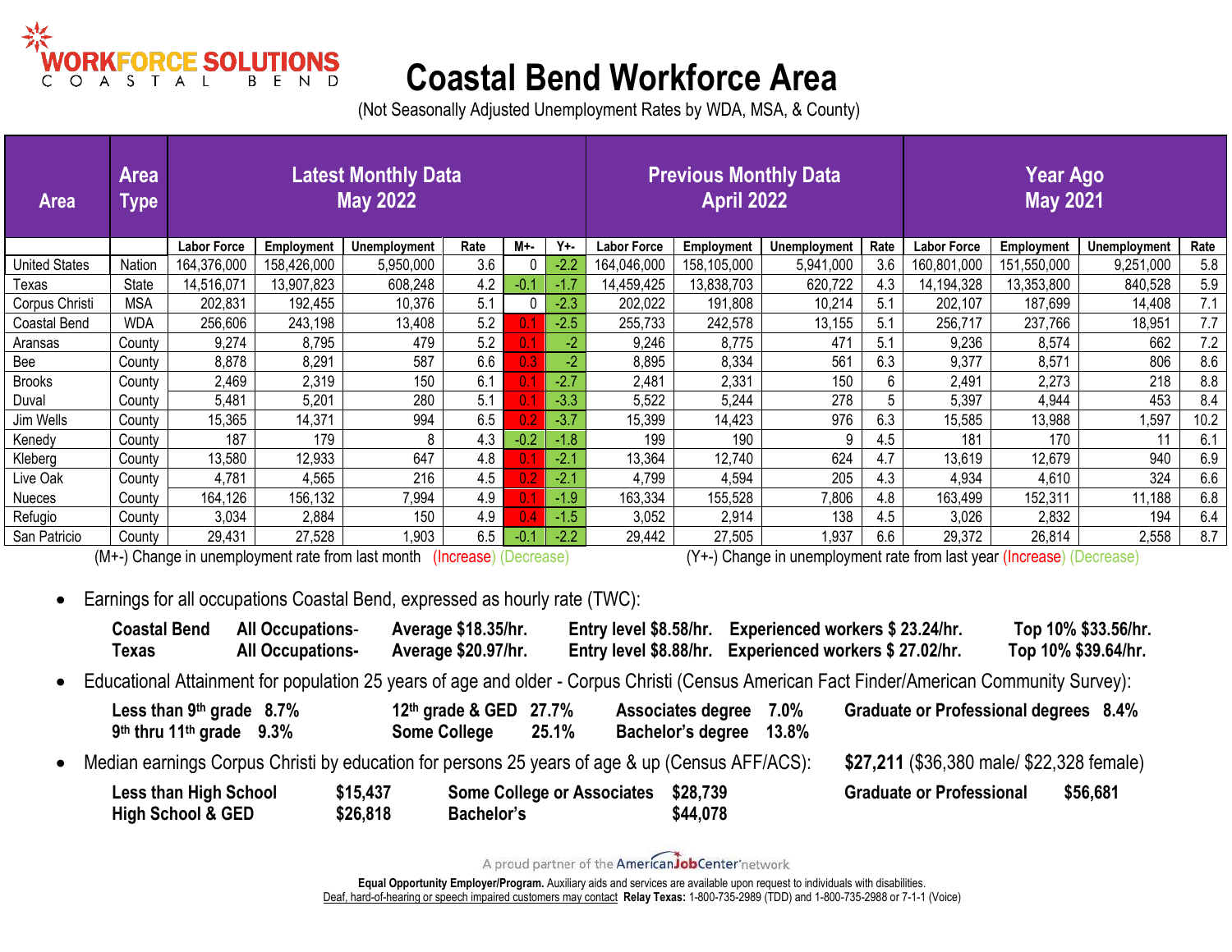WORKFORCE SOLUTIONS COASTAL BEND

# Coastal Bend Workforce Area

(Not Seasonally Adjusted Unemployment Rates by WDA, MSA, & County)

| Area | Area Type | Latest Monthly Data May 2022 | | | | | | Previous Monthly Data April 2022 | | | | Year Ago May 2021 | | | |
|---|---|---|---|---|---|---|---|---|---|---|---|---|---|---|---|
| | | Labor Force | Employment | Unemployment | Rate | M+- | Y+- | Labor Force | Employment | Unemployment | Rate | Labor Force | Employment | Unemployment | Rate |
| United States | Nation | 164,376,000 | 158,426,000 | 5,950,000 | 3.6 | 0 | -2.2 | 164,046,000 | 158,105,000 | 5,941,000 | 3.6 | 160,801,000 | 151,550,000 | 9,251,000 | 5.8 |
| Texas | State | 14,516,071 | 13,907,823 | 608,248 | 4.2 | -0.1 | -1.7 | 14,459,425 | 13,838,703 | 620,722 | 4.3 | 14,194,328 | 13,353,800 | 840,528 | 5.9 |
| Corpus Christi | MSA | 202,831 | 192,455 | 10,376 | 5.1 | 0 | -2.3 | 202,022 | 191,808 | 10,214 | 5.1 | 202,107 | 187,699 | 14,408 | 7.1 |
| Coastal Bend | WDA | 256,606 | 243,198 | 13,408 | 5.2 | 0.1 | -2.5 | 255,733 | 242,578 | 13,155 | 5.1 | 256,717 | 237,766 | 18,951 | 7.7 |
| Aransas | County | 9,274 | 8,795 | 479 | 5.2 | 0.1 | -2 | 9,246 | 8,775 | 471 | 5.1 | 9,236 | 8,574 | 662 | 7.2 |
| Bee | County | 8,878 | 8,291 | 587 | 6.6 | 0.3 | -2 | 8,895 | 8,334 | 561 | 6.3 | 9,377 | 8,571 | 806 | 8.6 |
| Brooks | County | 2,469 | 2,319 | 150 | 6.1 | 0.1 | -2.7 | 2,481 | 2,331 | 150 | 6 | 2,491 | 2,273 | 218 | 8.8 |
| Duval | County | 5,481 | 5,201 | 280 | 5.1 | 0.1 | -3.3 | 5,522 | 5,244 | 278 | 5 | 5,397 | 4,944 | 453 | 8.4 |
| Jim Wells | County | 15,365 | 14,371 | 994 | 6.5 | 0.2 | -3.7 | 15,399 | 14,423 | 976 | 6.3 | 15,585 | 13,988 | 1,597 | 10.2 |
| Kenedy | County | 187 | 179 | 8 | 4.3 | -0.2 | -1.8 | 199 | 190 | 9 | 4.5 | 181 | 170 | 11 | 6.1 |
| Kleberg | County | 13,580 | 12,933 | 647 | 4.8 | 0.1 | -2.1 | 13,364 | 12,740 | 624 | 4.7 | 13,619 | 12,679 | 940 | 6.9 |
| Live Oak | County | 4,781 | 4,565 | 216 | 4.5 | 0.2 | -2.1 | 4,799 | 4,594 | 205 | 4.3 | 4,934 | 4,610 | 324 | 6.6 |
| Nueces | County | 164,126 | 156,132 | 7,994 | 4.9 | 0.1 | -1.9 | 163,334 | 155,528 | 7,806 | 4.8 | 163,499 | 152,311 | 11,188 | 6.8 |
| Refugio | County | 3,034 | 2,884 | 150 | 4.9 | 0.4 | -1.5 | 3,052 | 2,914 | 138 | 4.5 | 3,026 | 2,832 | 194 | 6.4 |
| San Patricio | County | 29,431 | 27,528 | 1,903 | 6.5 | -0.1 | -2.2 | 29,442 | 27,505 | 1,937 | 6.6 | 29,372 | 26,814 | 2,558 | 8.7 |

(M+-) Change in unemployment rate from last month (Increase) (Decrease)

(Y+-) Change in unemployment rate from last year (Increase) (Decrease)

- Earnings for all occupations Coastal Bend, expressed as hourly rate (TWC):

  **Coastal Bend All Occupations- Average $18.35/hr. Entry level $8.58/hr. Experienced workers $ 23.24/hr. Top 10% $33.56/hr.**
  **Texas All Occupations- Average $20.97/hr. Entry level $8.88/hr. Experienced workers $ 27.02/hr. Top 10% $39.64/hr.**

- Educational Attainment for population 25 years of age and older - Corpus Christi (Census American Fact Finder/American Community Survey):

  **Less than 9th grade 8.7%** **12th grade & GED 27.7%** **Associates degree 7.0%** **Graduate or Professional degrees 8.4%**
  **9th thru 11th grade 9.3%** **Some College 25.1%** **Bachelor's degree 13.8%**

- Median earnings Corpus Christi by education for persons 25 years of age & up (Census AFF/ACS): **$27,211** ($36,380 male/ $22,328 female)

  **Less than High School $15,437** **Some College or Associates $28,739** **Graduate or Professional $56,681**
  **High School & GED $26,818** **Bachelor's $44,078**

A proud partner of the AmericanJobCenter network

**Equal Opportunity Employer/Program.** Auxiliary aids and services are available upon request to individuals with disabilities.
Deaf, hard-of-hearing or speech impaired customers may contact **Relay Texas:** 1-800-735-2989 (TDD) and 1-800-735-2988 or 7-1-1 (Voice)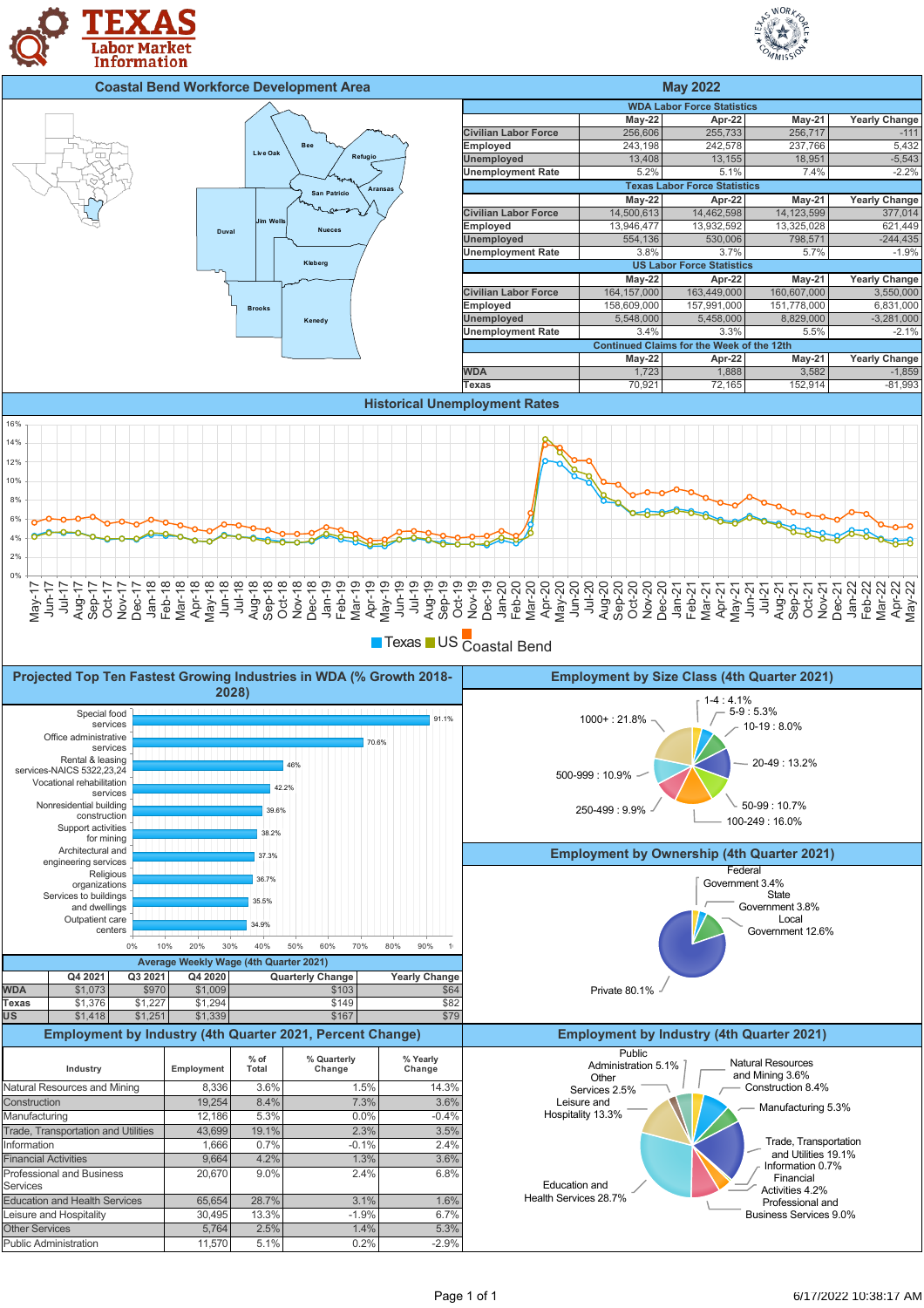TEXAS Labor Market Information

# Coastal Bend Workforce Development Area

## May 2022

Live Oak, Bee, Refugio, San Patricio, Aransas, Duval, Jim Wells, Nueces, Kleberg, Brooks, Kenedy

| WDA Labor Force Statistics | May-22 | Apr-22 | May-21 | Yearly Change |
|---|---|---|---|---|
| Civilian Labor Force | 256,606 | 255,733 | 256,717 | -111 |
| Employed | 243,198 | 242,578 | 237,766 | 5,432 |
| Unemployed | 13,408 | 13,155 | 18,951 | -5,543 |
| Unemployment Rate | 5.2% | 5.1% | 7.4% | -2.2% |

| Texas Labor Force Statistics | May-22 | Apr-22 | May-21 | Yearly Change |
|---|---|---|---|---|
| Civilian Labor Force | 14,500,613 | 14,462,598 | 14,123,599 | 377,014 |
| Employed | 13,946,477 | 13,932,592 | 13,325,028 | 621,449 |
| Unemployed | 554,136 | 530,006 | 798,571 | -244,435 |
| Unemployment Rate | 3.8% | 3.7% | 5.7% | -1.9% |

| US Labor Force Statistics | May-22 | Apr-22 | May-21 | Yearly Change |
|---|---|---|---|---|
| Civilian Labor Force | 164,157,000 | 163,449,000 | 160,607,000 | 3,550,000 |
| Employed | 158,609,000 | 157,991,000 | 151,778,000 | 6,831,000 |
| Unemployed | 5,548,000 | 5,458,000 | 8,829,000 | -3,281,000 |
| Unemployment Rate | 3.4% | 3.3% | 5.5% | -2.1% |

| Continued Claims for the Week of the 12th | May-22 | Apr-22 | May-21 | Yearly Change |
|---|---|---|---|---|
| WDA | 1,723 | 1,888 | 3,582 | -1,859 |
| Texas | 70,921 | 72,165 | 152,914 | -81,993 |

## Historical Unemployment Rates

16%
14%
12%
10%
8%
6%
4%
2%
0%

May-17 through May-22

Texas US Coastal Bend

## Projected Top Ten Fastest Growing Industries in WDA (% Growth 2018-2028)

Special food services 91.1%
Office administrative services 70.6%
Rental & leasing services-NAICS 5322,23,24 46%
Vocational rehabilitation services 42.2%
Nonresidential building construction 39.6%
Support activities for mining 38.2%
Architectural and engineering services 37.3%
Religious organizations 36.7%
Services to buildings and dwellings 35.5%
Outpatient care centers 34.9%

0% 10% 20% 30% 40% 50% 60% 70% 80% 90% 100%

## Employment by Size Class (4th Quarter 2021)

1-4 : 4.1%
5-9 : 5.3%
10-19 : 8.0%
20-49 : 13.2%
50-99 : 10.7%
100-249 : 16.0%
250-499 : 9.9%
500-999 : 10.9%
1000+ : 21.8%

## Employment by Ownership (4th Quarter 2021)

Federal Government 3.4%
State Government 3.8%
Local Government 12.6%
Private 80.1%

### Average Weekly Wage (4th Quarter 2021)

| | Q4 2021 | Q3 2021 | Q4 2020 | Quarterly Change | Yearly Change |
|---|---|---|---|---|---|
| WDA | $1,073 | $970 | $1,009 | $103 | $64 |
| Texas | $1,376 | $1,227 | $1,294 | $149 | $82 |
| US | $1,418 | $1,251 | $1,339 | $167 | $79 |

## Employment by Industry (4th Quarter 2021, Percent Change)

| Industry | Employment | % of Total | % Quarterly Change | % Yearly Change |
|---|---|---|---|---|
| Natural Resources and Mining | 8,336 | 3.6% | 1.5% | 14.3% |
| Construction | 19,254 | 8.4% | 7.3% | 3.6% |
| Manufacturing | 12,186 | 5.3% | 0.0% | -0.4% |
| Trade, Transportation and Utilities | 43,699 | 19.1% | 2.3% | 3.5% |
| Information | 1,666 | 0.7% | -0.1% | 2.4% |
| Financial Activities | 9,664 | 4.2% | 1.3% | 3.6% |
| Professional and Business Services | 20,670 | 9.0% | 2.4% | 6.8% |
| Education and Health Services | 65,654 | 28.7% | 3.1% | 1.6% |
| Leisure and Hospitality | 30,495 | 13.3% | -1.9% | 6.7% |
| Other Services | 5,764 | 2.5% | 1.4% | 5.3% |
| Public Administration | 11,570 | 5.1% | 0.2% | -2.9% |

## Employment by Industry (4th Quarter 2021)

Public Administration 5.1%
Other Services 2.5%
Leisure and Hospitality 13.3%
Natural Resources and Mining 3.6%
Construction 8.4%
Manufacturing 5.3%
Trade, Transportation and Utilities 19.1%
Information 0.7%
Financial Activities 4.2%
Professional and Business Services 9.0%
Education and Health Services 28.7%

6/17/2022 10:38:17 AM